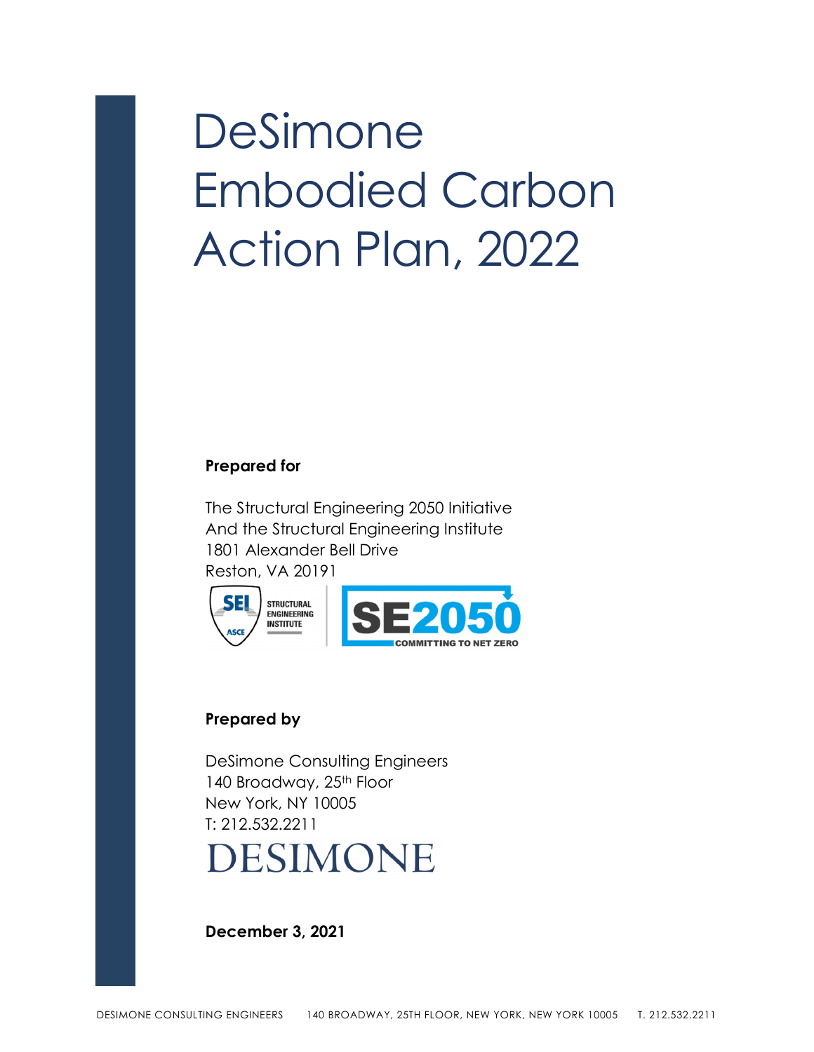# DeSimone Embodied Carbon Action Plan, 2022

**Prepared for**

The Structural Engineering 2050 Initiative
And the Structural Engineering Institute
1801 Alexander Bell Drive
Reston, VA 20191

**Prepared by**

DeSimone Consulting Engineers
140 Broadway, 25th Floor
New York, NY 10005
T: 212.532.2211

**December 3, 2021**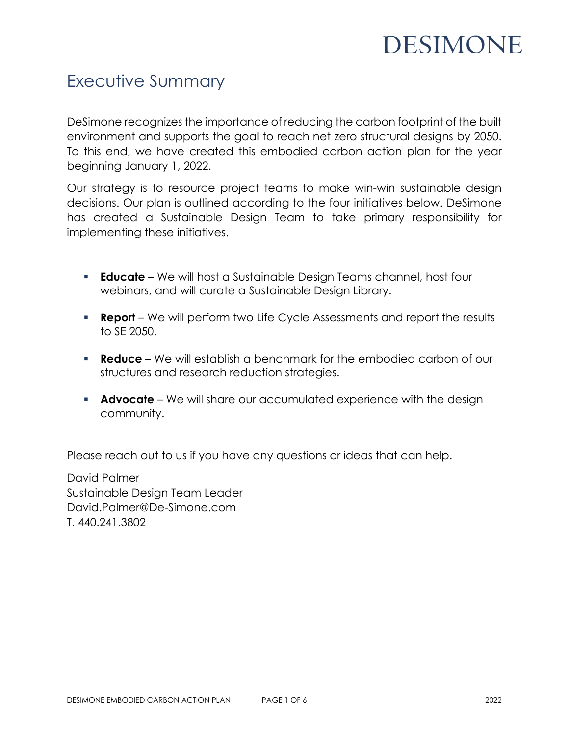# Executive Summary

DeSimone recognizes the importance of reducing the carbon footprint of the built environment and supports the goal to reach net zero structural designs by 2050. To this end, we have created this embodied carbon action plan for the year beginning January 1, 2022.

Our strategy is to resource project teams to make win-win sustainable design decisions. Our plan is outlined according to the four initiatives below. DeSimone has created a Sustainable Design Team to take primary responsibility for implementing these initiatives.

- **Educate** – We will host a Sustainable Design Teams channel, host four webinars, and will curate a Sustainable Design Library.
- **Report** – We will perform two Life Cycle Assessments and report the results to SE 2050.
- **Reduce** – We will establish a benchmark for the embodied carbon of our structures and research reduction strategies.
- **Advocate** – We will share our accumulated experience with the design community.

Please reach out to us if you have any questions or ideas that can help.

David Palmer
Sustainable Design Team Leader
David.Palmer@De-Simone.com
T. 440.241.3802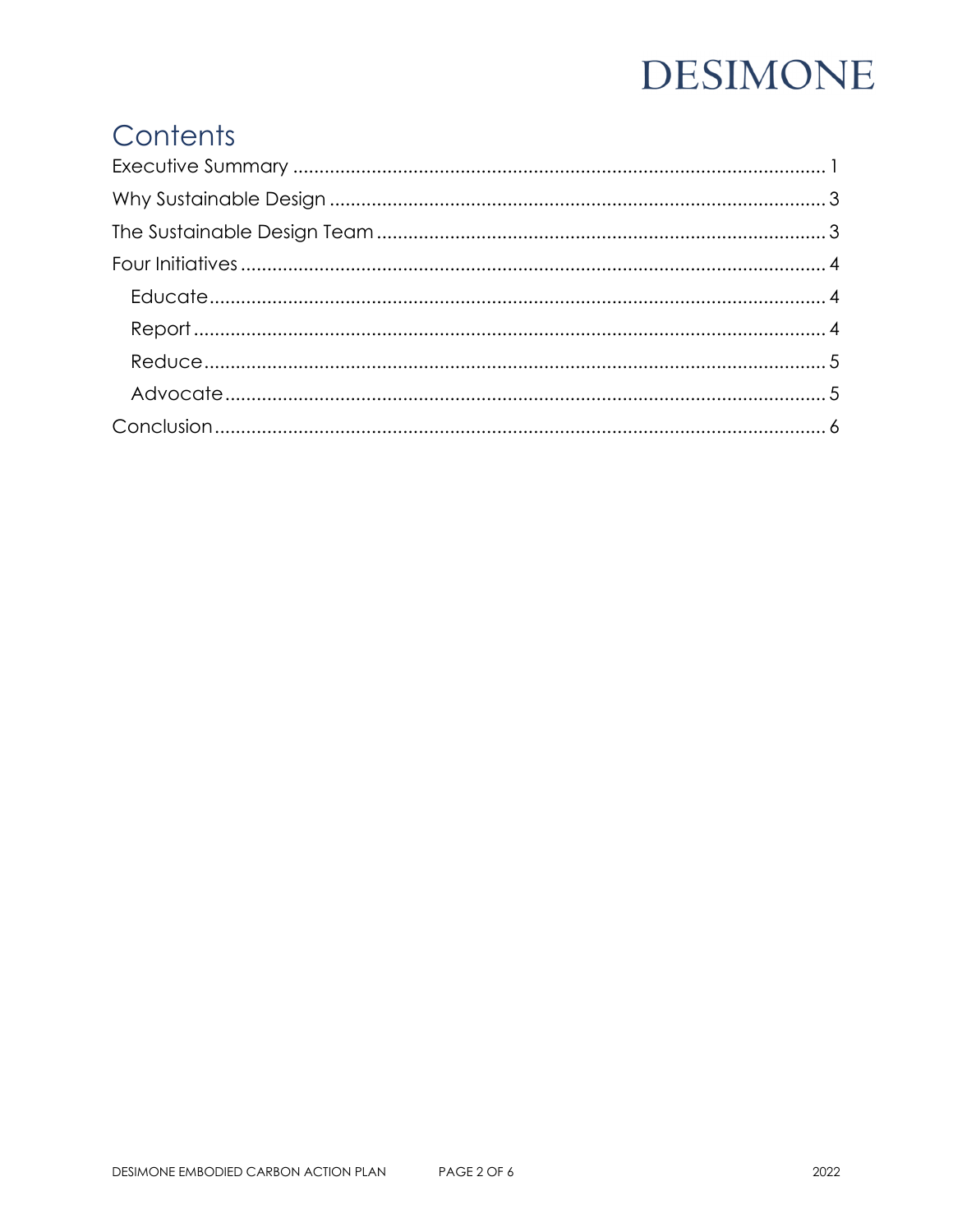# Contents

Executive Summary ........................................................................................................ 1

Why Sustainable Design ................................................................................................ 3

The Sustainable Design Team ........................................................................................ 3

Four Initiatives ................................................................................................................ 4

- Educate ...................................................................................................................... 4
- Report ......................................................................................................................... 4
- Reduce ....................................................................................................................... 5
- Advocate .................................................................................................................... 5

Conclusion ...................................................................................................................... 6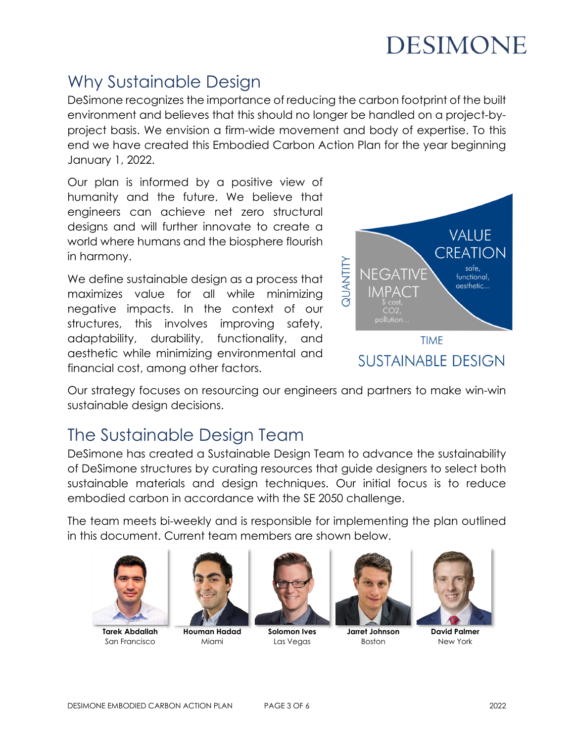# Why Sustainable Design

DeSimone recognizes the importance of reducing the carbon footprint of the built environment and believes that this should no longer be handled on a project-by-project basis. We envision a firm-wide movement and body of expertise. To this end we have created this Embodied Carbon Action Plan for the year beginning January 1, 2022.

Our plan is informed by a positive view of humanity and the future. We believe that engineers can achieve net zero structural designs and will further innovate to create a world where humans and the biosphere flourish in harmony.

We define sustainable design as a process that maximizes value for all while minimizing negative impacts. In the context of our structures, this involves improving safety, adaptability, durability, functionality, and aesthetic while minimizing environmental and financial cost, among other factors.

Our strategy focuses on resourcing our engineers and partners to make win-win sustainable design decisions.

# The Sustainable Design Team

DeSimone has created a Sustainable Design Team to advance the sustainability of DeSimone structures by curating resources that guide designers to select both sustainable materials and design techniques. Our initial focus is to reduce embodied carbon in accordance with the SE 2050 challenge.

The team meets bi-weekly and is responsible for implementing the plan outlined in this document. Current team members are shown below.

**Tarek Abdallah**
San Francisco

**Houman Hadad**
Miami

**Solomon Ives**
Las Vegas

**Jarret Johnson**
Boston

**David Palmer**
New York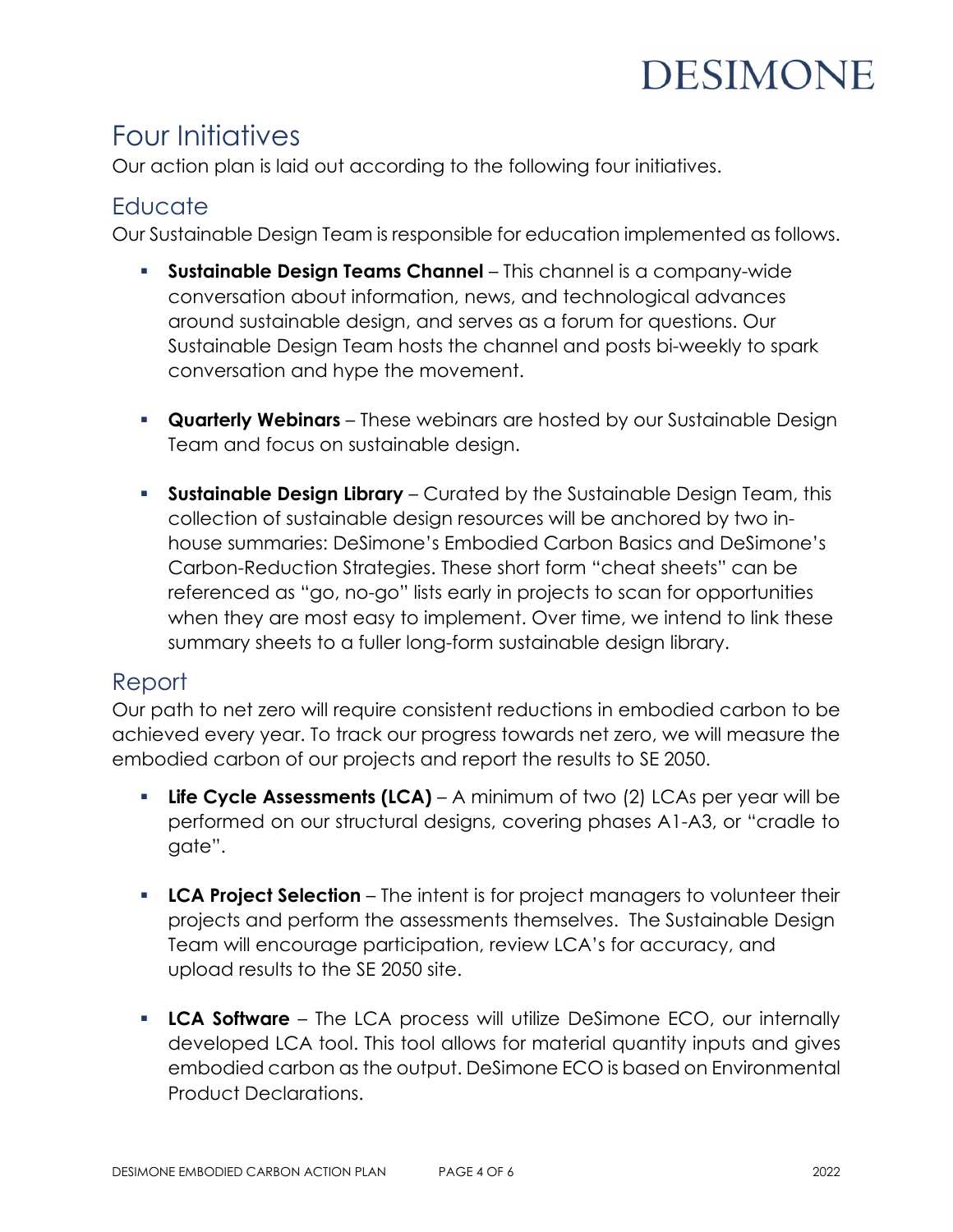# Four Initiatives

Our action plan is laid out according to the following four initiatives.

## Educate

Our Sustainable Design Team is responsible for education implemented as follows.

- **Sustainable Design Teams Channel** – This channel is a company-wide conversation about information, news, and technological advances around sustainable design, and serves as a forum for questions. Our Sustainable Design Team hosts the channel and posts bi-weekly to spark conversation and hype the movement.

- **Quarterly Webinars** – These webinars are hosted by our Sustainable Design Team and focus on sustainable design.

- **Sustainable Design Library** – Curated by the Sustainable Design Team, this collection of sustainable design resources will be anchored by two in-house summaries: DeSimone's Embodied Carbon Basics and DeSimone's Carbon-Reduction Strategies. These short form "cheat sheets" can be referenced as "go, no-go" lists early in projects to scan for opportunities when they are most easy to implement. Over time, we intend to link these summary sheets to a fuller long-form sustainable design library.

## Report

Our path to net zero will require consistent reductions in embodied carbon to be achieved every year. To track our progress towards net zero, we will measure the embodied carbon of our projects and report the results to SE 2050.

- **Life Cycle Assessments (LCA)** – A minimum of two (2) LCAs per year will be performed on our structural designs, covering phases A1-A3, or "cradle to gate".

- **LCA Project Selection** – The intent is for project managers to volunteer their projects and perform the assessments themselves. The Sustainable Design Team will encourage participation, review LCA's for accuracy, and upload results to the SE 2050 site.

- **LCA Software** – The LCA process will utilize DeSimone ECO, our internally developed LCA tool. This tool allows for material quantity inputs and gives embodied carbon as the output. DeSimone ECO is based on Environmental Product Declarations.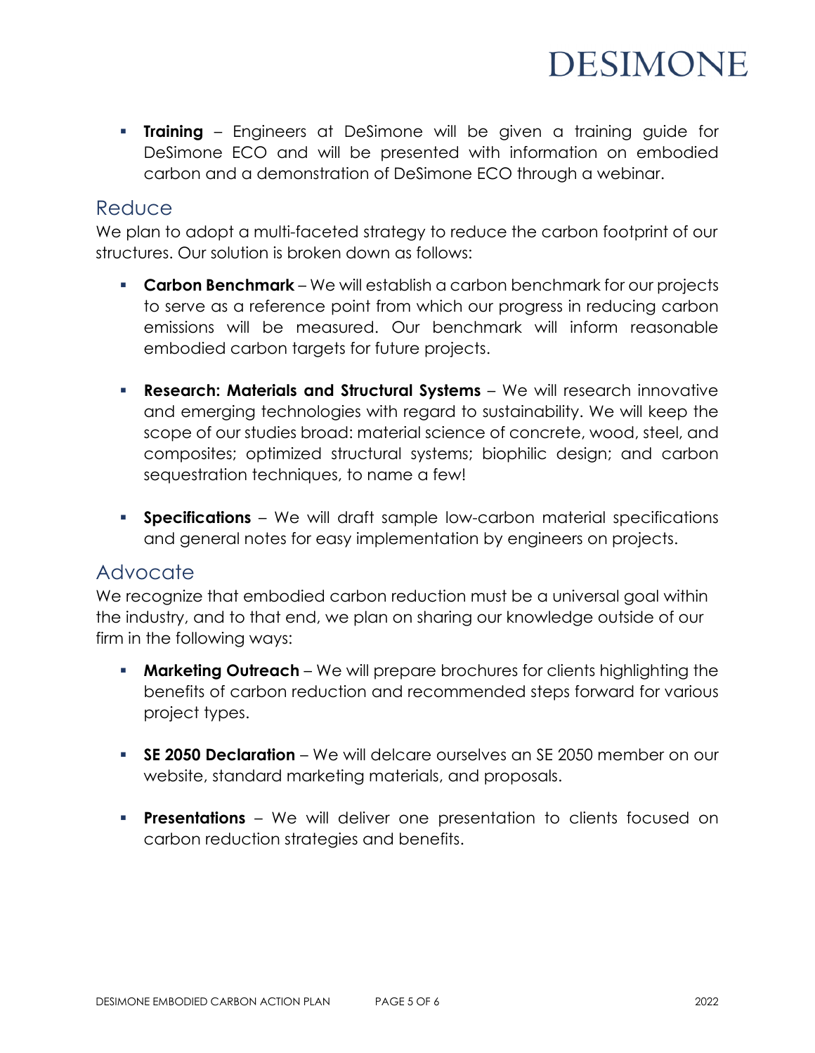- **Training** – Engineers at DeSimone will be given a training guide for DeSimone ECO and will be presented with information on embodied carbon and a demonstration of DeSimone ECO through a webinar.

## Reduce

We plan to adopt a multi-faceted strategy to reduce the carbon footprint of our structures. Our solution is broken down as follows:

- **Carbon Benchmark** – We will establish a carbon benchmark for our projects to serve as a reference point from which our progress in reducing carbon emissions will be measured. Our benchmark will inform reasonable embodied carbon targets for future projects.

- **Research: Materials and Structural Systems** – We will research innovative and emerging technologies with regard to sustainability. We will keep the scope of our studies broad: material science of concrete, wood, steel, and composites; optimized structural systems; biophilic design; and carbon sequestration techniques, to name a few!

- **Specifications** – We will draft sample low-carbon material specifications and general notes for easy implementation by engineers on projects.

## Advocate

We recognize that embodied carbon reduction must be a universal goal within the industry, and to that end, we plan on sharing our knowledge outside of our firm in the following ways:

- **Marketing Outreach** – We will prepare brochures for clients highlighting the benefits of carbon reduction and recommended steps forward for various project types.

- **SE 2050 Declaration** – We will delcare ourselves an SE 2050 member on our website, standard marketing materials, and proposals.

- **Presentations** – We will deliver one presentation to clients focused on carbon reduction strategies and benefits.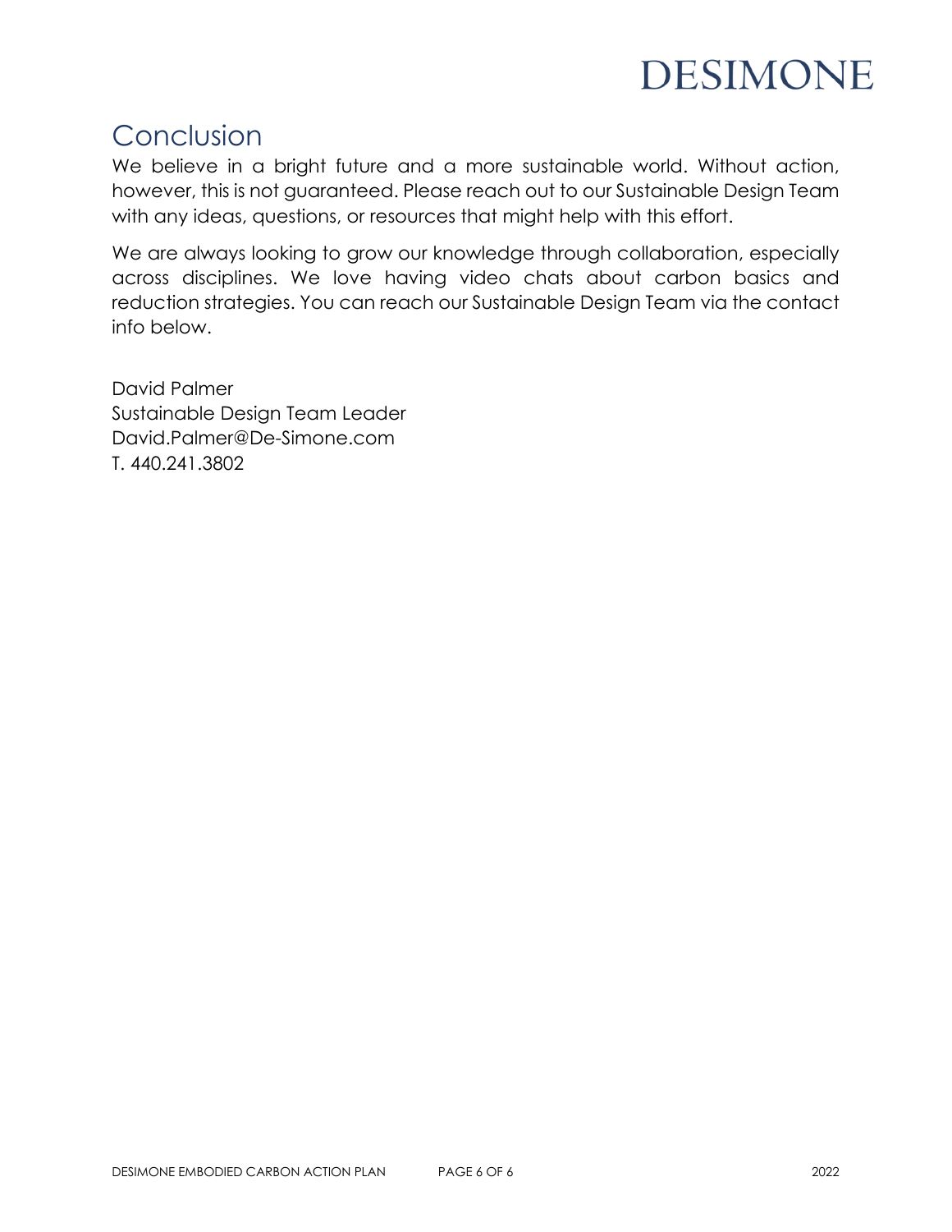## Conclusion

We believe in a bright future and a more sustainable world. Without action, however, this is not guaranteed. Please reach out to our Sustainable Design Team with any ideas, questions, or resources that might help with this effort.

We are always looking to grow our knowledge through collaboration, especially across disciplines. We love having video chats about carbon basics and reduction strategies. You can reach our Sustainable Design Team via the contact info below.

David Palmer
Sustainable Design Team Leader
David.Palmer@De-Simone.com
T. 440.241.3802